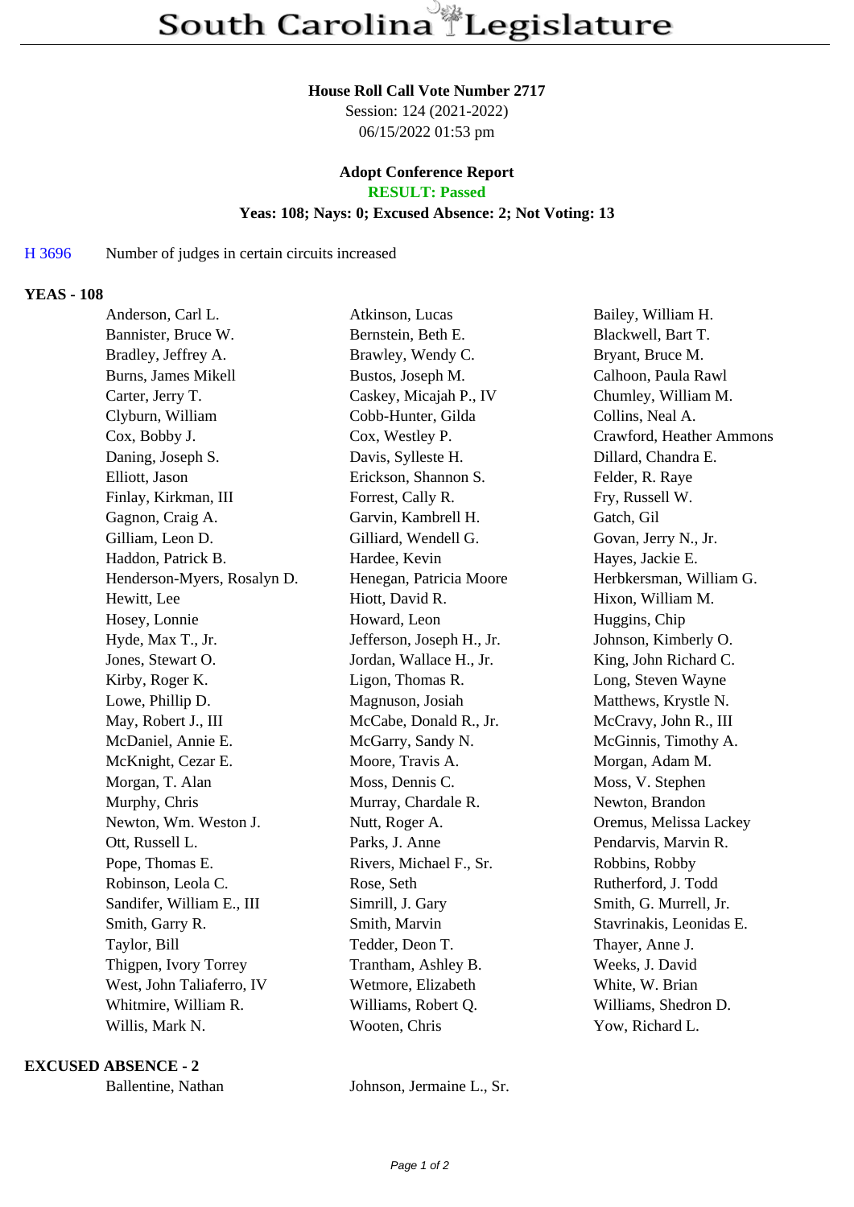# South Carolina Legislature

**House Roll Call Vote Number 2717**
Session: 124 (2021-2022)
06/15/2022 01:53 pm

**Adopt Conference Report**
**RESULT: Passed**
**Yeas: 108; Nays: 0; Excused Absence: 2; Not Voting: 13**

H 3696 Number of judges in certain circuits increased

**YEAS - 108**

| | | |
|---|---|---|
| Anderson, Carl L. | Atkinson, Lucas | Bailey, William H. |
| Bannister, Bruce W. | Bernstein, Beth E. | Blackwell, Bart T. |
| Bradley, Jeffrey A. | Brawley, Wendy C. | Bryant, Bruce M. |
| Burns, James Mikell | Bustos, Joseph M. | Calhoon, Paula Rawl |
| Carter, Jerry T. | Caskey, Micajah P., IV | Chumley, William M. |
| Clyburn, William | Cobb-Hunter, Gilda | Collins, Neal A. |
| Cox, Bobby J. | Cox, Westley P. | Crawford, Heather Ammons |
| Daning, Joseph S. | Davis, Sylleste H. | Dillard, Chandra E. |
| Elliott, Jason | Erickson, Shannon S. | Felder, R. Raye |
| Finlay, Kirkman, III | Forrest, Cally R. | Fry, Russell W. |
| Gagnon, Craig A. | Garvin, Kambrell H. | Gatch, Gil |
| Gilliam, Leon D. | Gilliard, Wendell G. | Govan, Jerry N., Jr. |
| Haddon, Patrick B. | Hardee, Kevin | Hayes, Jackie E. |
| Henderson-Myers, Rosalyn D. | Henegan, Patricia Moore | Herbkersman, William G. |
| Hewitt, Lee | Hiott, David R. | Hixon, William M. |
| Hosey, Lonnie | Howard, Leon | Huggins, Chip |
| Hyde, Max T., Jr. | Jefferson, Joseph H., Jr. | Johnson, Kimberly O. |
| Jones, Stewart O. | Jordan, Wallace H., Jr. | King, John Richard C. |
| Kirby, Roger K. | Ligon, Thomas R. | Long, Steven Wayne |
| Lowe, Phillip D. | Magnuson, Josiah | Matthews, Krystle N. |
| May, Robert J., III | McCabe, Donald R., Jr. | McCravy, John R., III |
| McDaniel, Annie E. | McGarry, Sandy N. | McGinnis, Timothy A. |
| McKnight, Cezar E. | Moore, Travis A. | Morgan, Adam M. |
| Morgan, T. Alan | Moss, Dennis C. | Moss, V. Stephen |
| Murphy, Chris | Murray, Chardale R. | Newton, Brandon |
| Newton, Wm. Weston J. | Nutt, Roger A. | Oremus, Melissa Lackey |
| Ott, Russell L. | Parks, J. Anne | Pendarvis, Marvin R. |
| Pope, Thomas E. | Rivers, Michael F., Sr. | Robbins, Robby |
| Robinson, Leola C. | Rose, Seth | Rutherford, J. Todd |
| Sandifer, William E., III | Simrill, J. Gary | Smith, G. Murrell, Jr. |
| Smith, Garry R. | Smith, Marvin | Stavrinakis, Leonidas E. |
| Taylor, Bill | Tedder, Deon T. | Thayer, Anne J. |
| Thigpen, Ivory Torrey | Trantham, Ashley B. | Weeks, J. David |
| West, John Taliaferro, IV | Wetmore, Elizabeth | White, W. Brian |
| Whitmire, William R. | Williams, Robert Q. | Williams, Shedron D. |
| Willis, Mark N. | Wooten, Chris | Yow, Richard L. |

**EXCUSED ABSENCE - 2**

| | |
|---|---|
| Ballentine, Nathan | Johnson, Jermaine L., Sr. |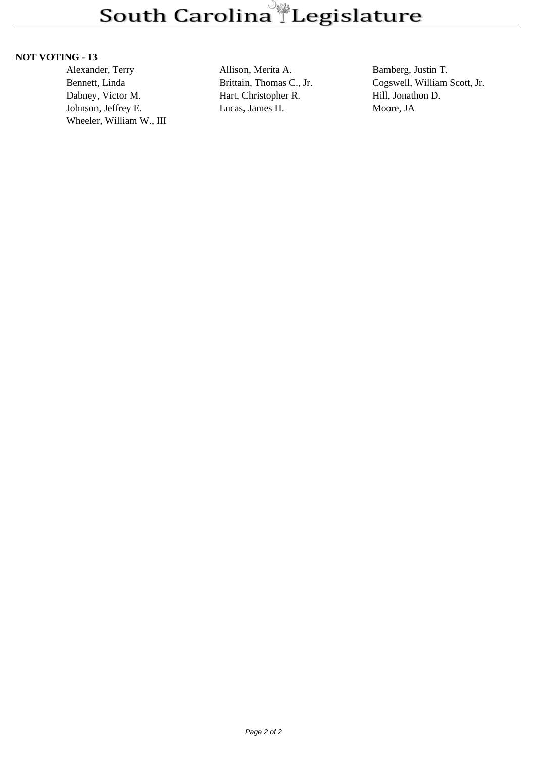**NOT VOTING - 13**

| | | |
|---|---|---|
| Alexander, Terry | Allison, Merita A. | Bamberg, Justin T. |
| Bennett, Linda | Brittain, Thomas C., Jr. | Cogswell, William Scott, Jr. |
| Dabney, Victor M. | Hart, Christopher R. | Hill, Jonathon D. |
| Johnson, Jeffrey E. | Lucas, James H. | Moore, JA |
| Wheeler, William W., III | | |